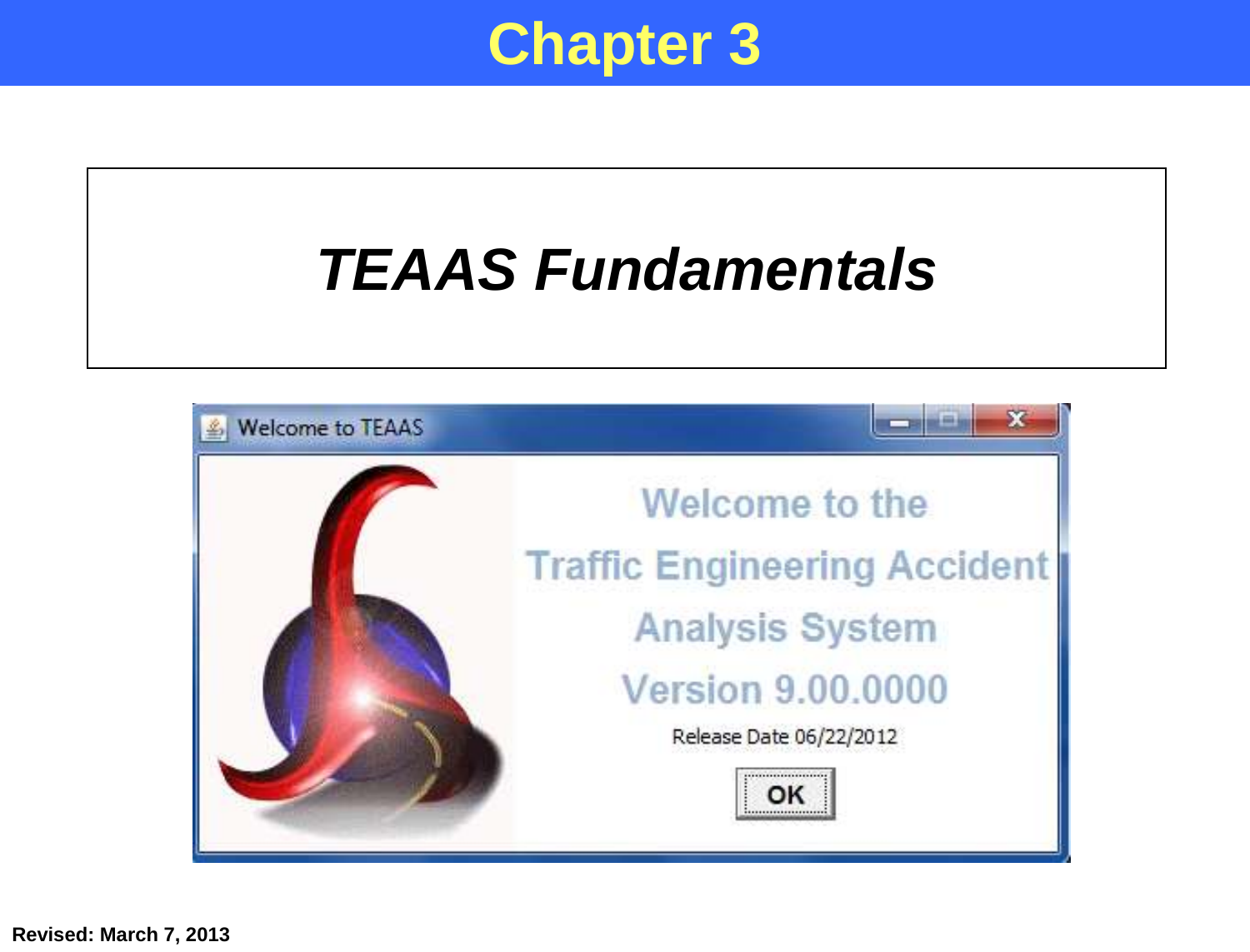# Chapter 3

## *TEAAS Fundamentals*

Welcome to TEAAS

Welcome to the

Traffic Engineering Accident

Analysis System

Version 9.00.0000

Release Date 06/22/2012

OK

**Revised: March 7, 2013**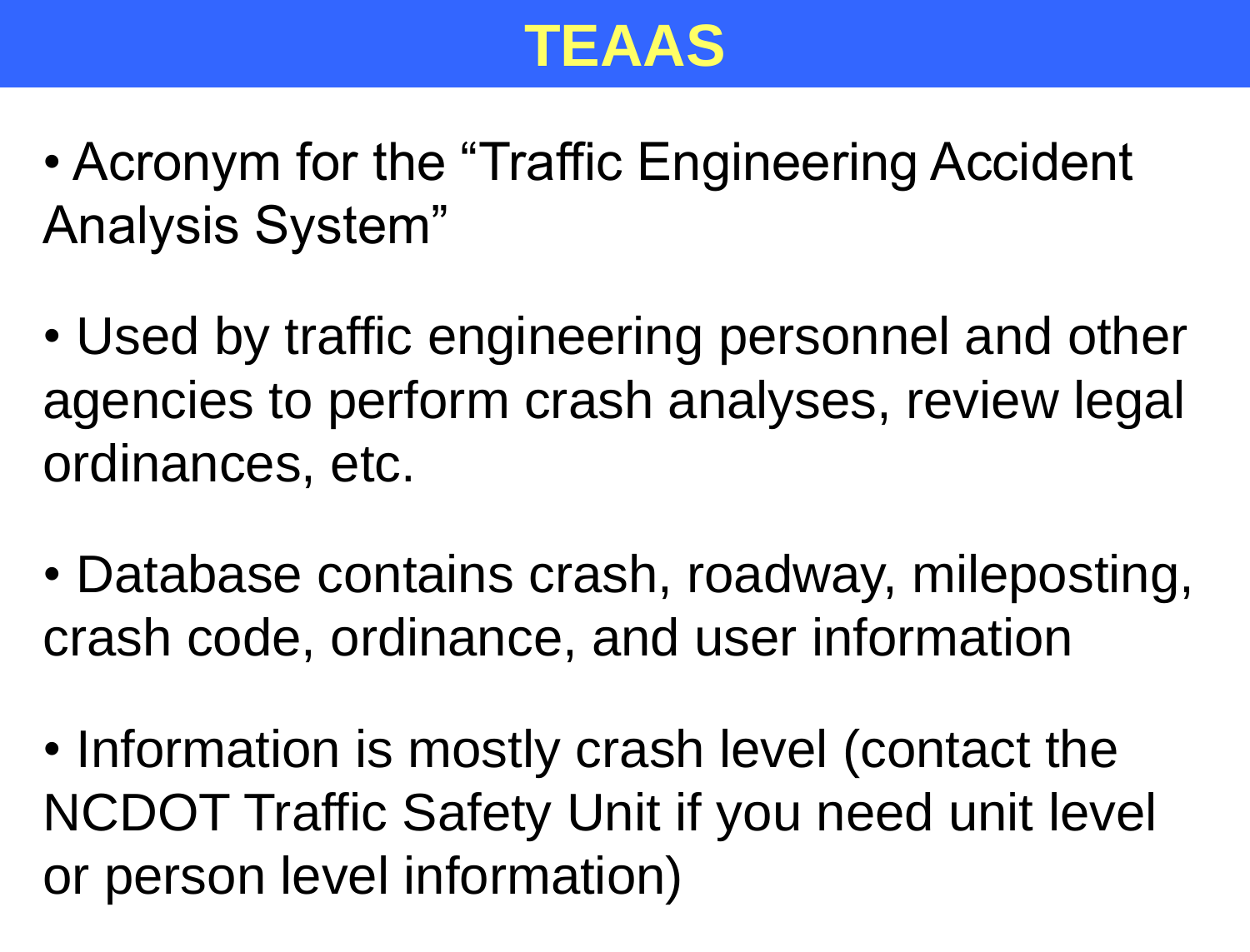# TEAAS

- Acronym for the "Traffic Engineering Accident Analysis System"
- Used by traffic engineering personnel and other agencies to perform crash analyses, review legal ordinances, etc.
- Database contains crash, roadway, mileposting, crash code, ordinance, and user information
- Information is mostly crash level (contact the NCDOT Traffic Safety Unit if you need unit level or person level information)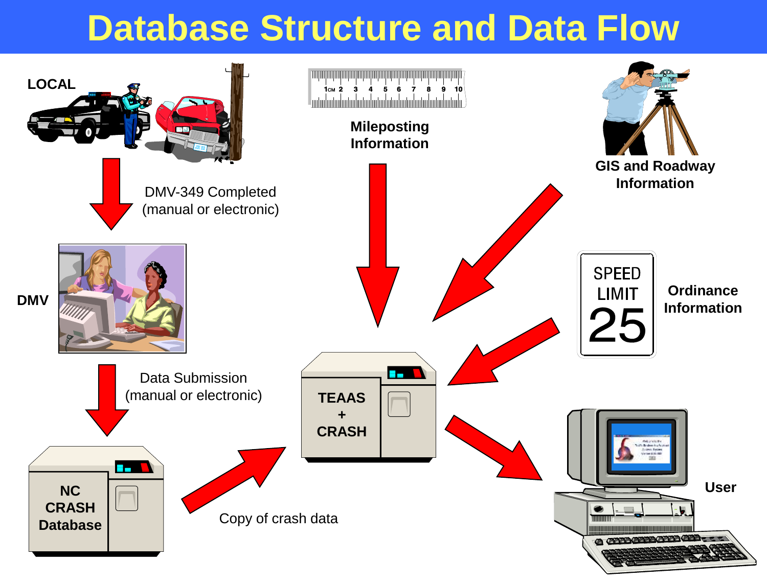# Database Structure and Data Flow

LOCAL

DMV-349 Completed (manual or electronic)

DMV

Data Submission (manual or electronic)

NC CRASH Database

Copy of crash data

Mileposting Information

GIS and Roadway Information

Ordinance Information

TEAAS + CRASH

User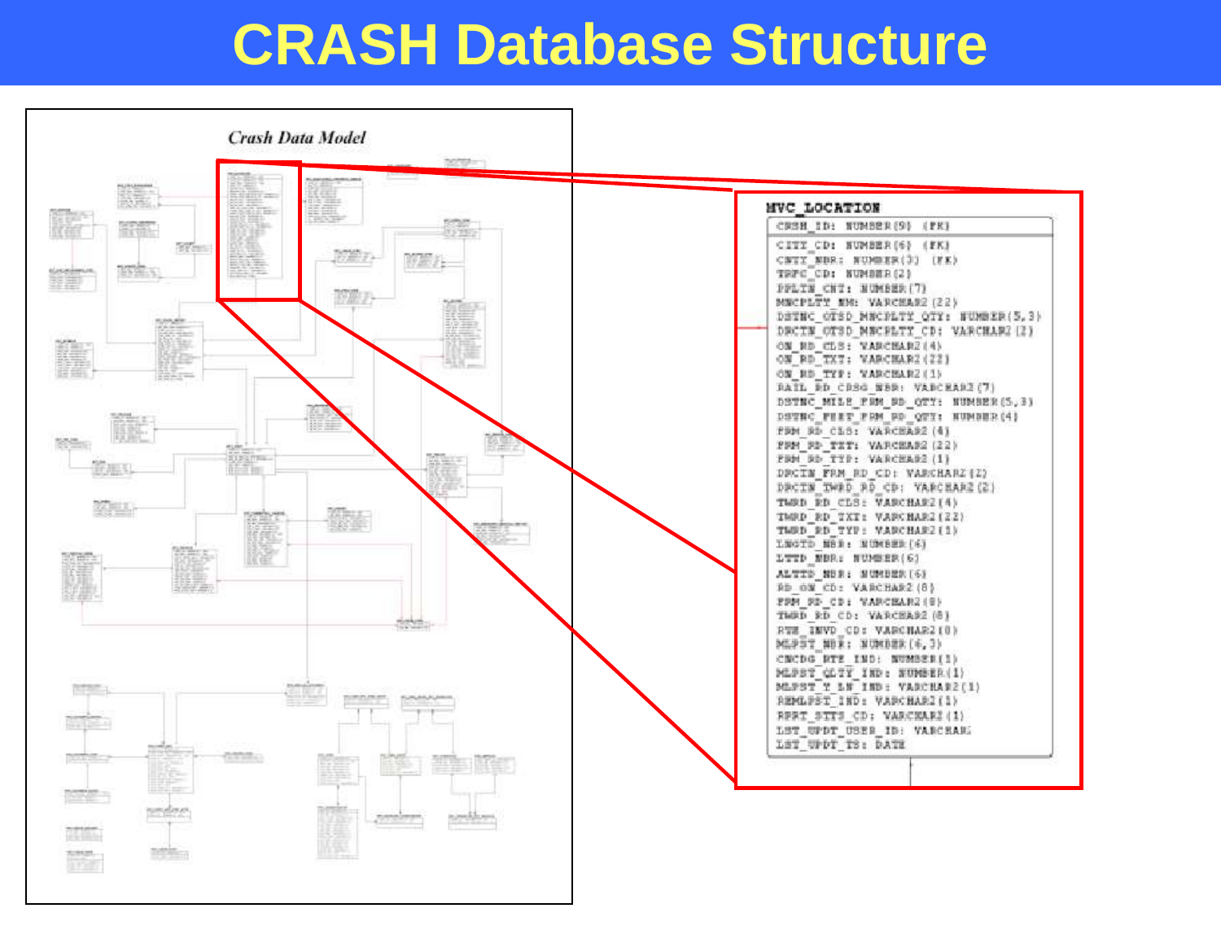# CRASH Database Structure

*Crash Data Model*

**MVC_LOCATION**

```
CRSH_ID: NUMBER(9) (FK)

CITY_CD: NUMBER(6) (FK)
CNTY_NBR: NUMBER(3) (FK)
TRFC_CD: NUMBER(2)
PPLTN_CNT: NUMBER(7)
MNCPLTY_NM: VARCHAR2(22)
DSTNC_OTSD_MNCPLTY_QTY: NUMBER(5,3)
DRCTN_OTSD_MNCPLTY_CD: VARCHAR2(2)
ON_RD_CLS: VARCHAR2(4)
ON_RD_TXT: VARCHAR2(22)
ON_RD_TYP: VARCHAR2(1)
RAIL_RD_CRSG_NBR: VARCHAR2(7)
DSTNC_MILE_FRM_RD_QTY: NUMBER(5,3)
DSTNC_FEET_FRM_RD_QTY: NUMBER(4)
FRM_RD_CLS: VARCHAR2(4)
FRM_RD_TXT: VARCHAR2(22)
FRM_RD_TYP: VARCHAR2(1)
DRCTN_FRM_RD_CD: VARCHAR2(2)
DRCTN_TWRD_RD_CD: VARCHAR2(2)
TWRD_RD_CLS: VARCHAR2(4)
TWRD_RD_TXT: VARCHAR2(22)
TWRD_RD_TYP: VARCHAR2(1)
LNGTD_NBR: NUMBER(6)
LTTD_NBR: NUMBER(6)
ALTTD_NBR: NUMBER(6)
RD_ON_CD: VARCHAR2(8)
FRM_RD_CD: VARCHAR2(8)
TWRD_RD_CD: VARCHAR2(8)
RTE_INVD_CD: VARCHAR2(8)
MLPST_NBR: NUMBER(6,3)
CNCDG_RTE_IND: NUMBER(1)
MLPST_QLTY_IND: NUMBER(1)
MLPST_T_LN_IND: VARCHAR2(1)
REMLPST_IND: VARCHAR2(1)
RPRT_STTS_CD: VARCHAR2(1)
LST_UPDT_USER_ID: VARCHAR2
LST_UPDT_TS: DATE
```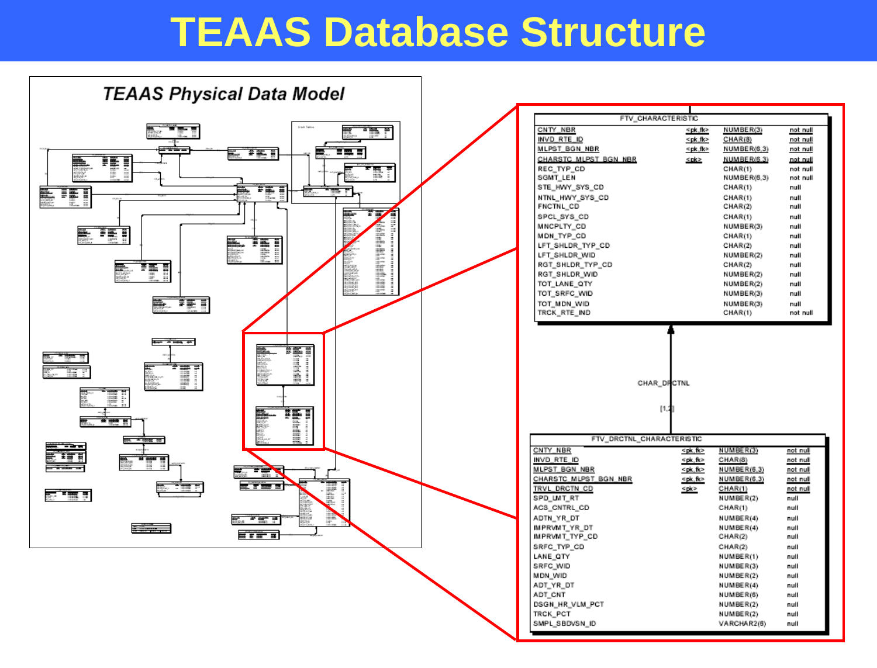# TEAAS Database Structure

*TEAAS Physical Data Model*

**FTV_CHARACTERISTIC**

| Column | Key | Type | Null |
|---|---|---|---|
| CNTY_NBR | <pk,fk> | NUMBER(3) | not null |
| INVD_RTE_ID | <pk,fk> | CHAR(8) | not null |
| MLPST_BGN_NBR | <pk,fk> | NUMBER(6,3) | not null |
| CHARSTC_MLPST_BGN_NBR | <pk> | NUMBER(6,3) | not null |
| REC_TYP_CD | | CHAR(1) | not null |
| SGMT_LEN | | NUMBER(6,3) | not null |
| STE_HWY_SYS_CD | | CHAR(1) | null |
| NTNL_HWY_SYS_CD | | CHAR(1) | null |
| FNCTNL_CD | | CHAR(2) | null |
| SPCL_SYS_CD | | CHAR(1) | null |
| MNCPLTY_CD | | NUMBER(3) | null |
| MDN_TYP_CD | | CHAR(1) | null |
| LFT_SHLDR_TYP_CD | | CHAR(2) | null |
| LFT_SHLDR_WID | | NUMBER(2) | null |
| RGT_SHLDR_TYP_CD | | CHAR(2) | null |
| RGT_SHLDR_WID | | NUMBER(2) | null |
| TOT_LANE_QTY | | NUMBER(2) | null |
| TOT_SRFC_WID | | NUMBER(3) | null |
| TOT_MDN_WID | | NUMBER(3) | null |
| TRCK_RTE_IND | | CHAR(1) | not null |

CHAR_DRCTNL [1,2]

**FTV_DRCTNL_CHARACTERISTIC**

| Column | Key | Type | Null |
|---|---|---|---|
| CNTY_NBR | <pk,fk> | NUMBER(3) | not null |
| INVD_RTE_ID | <pk,fk> | CHAR(8) | not null |
| MLPST_BGN_NBR | <pk,fk> | NUMBER(6,3) | not null |
| CHARSTC_MLPST_BGN_NBR | <pk,fk> | NUMBER(6,3) | not null |
| TRVL_DRCTN_CD | <pk> | CHAR(1) | not null |
| SPD_LMT_RT | | NUMBER(2) | null |
| ACS_CNTRL_CD | | CHAR(1) | null |
| ADTN_YR_DT | | NUMBER(4) | null |
| IMPRVMT_YR_DT | | NUMBER(4) | null |
| IMPRVMT_TYP_CD | | CHAR(2) | null |
| SRFC_TYP_CD | | CHAR(2) | null |
| LANE_QTY | | NUMBER(1) | null |
| SRFC_WID | | NUMBER(3) | null |
| MDN_WID | | NUMBER(2) | null |
| ADT_YR_DT | | NUMBER(4) | null |
| ADT_CNT | | NUMBER(6) | null |
| DSGN_HR_VLM_PCT | | NUMBER(2) | null |
| TRCK_PCT | | NUMBER(2) | null |
| SMPL_SBDVSN_ID | | VARCHAR2(6) | null |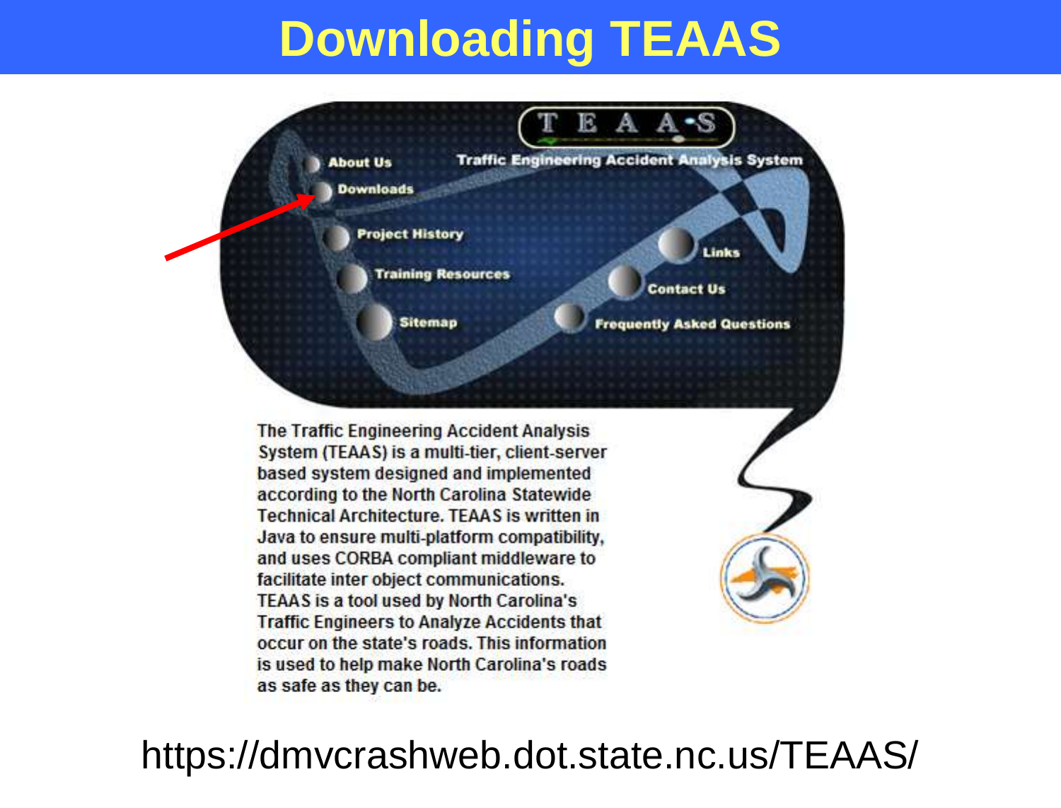# Downloading TEAAS

T E A A S

Traffic Engineering Accident Analysis System

- About Us
- Downloads
- Project History
- Training Resources
- Sitemap
- Links
- Contact Us
- Frequently Asked Questions

The Traffic Engineering Accident Analysis System (TEAAS) is a multi-tier, client-server based system designed and implemented according to the North Carolina Statewide Technical Architecture. TEAAS is written in Java to ensure multi-platform compatibility, and uses CORBA compliant middleware to facilitate inter object communications. TEAAS is a tool used by North Carolina's Traffic Engineers to Analyze Accidents that occur on the state's roads. This information is used to help make North Carolina's roads as safe as they can be.

https://dmvcrashweb.dot.state.nc.us/TEAAS/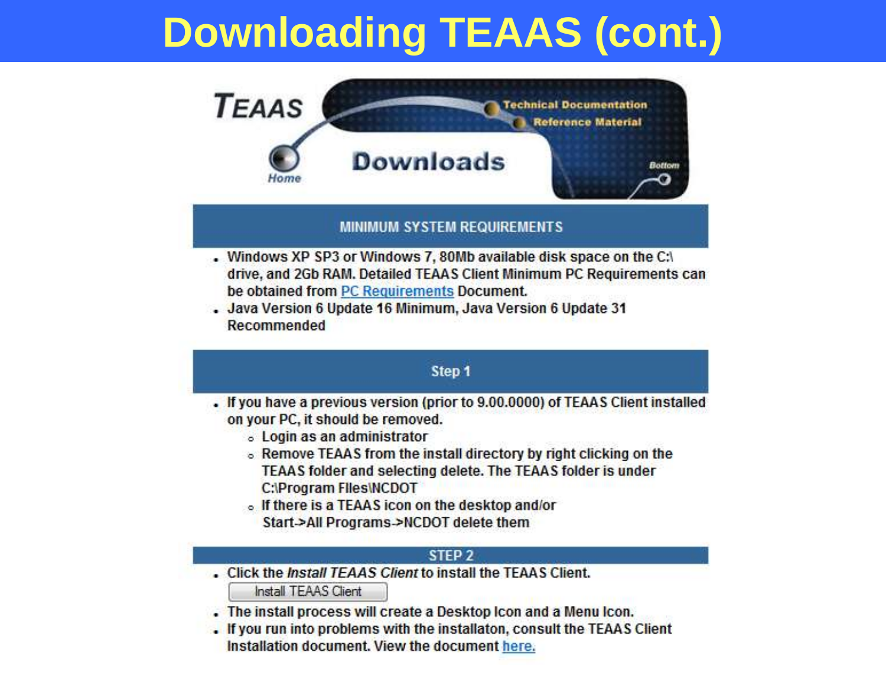# Downloading TEAAS (cont.)

**TEAAS** — Home | Downloads | Technical Documentation | Reference Material | Bottom

## MINIMUM SYSTEM REQUIREMENTS

- Windows XP SP3 or Windows 7, 80Mb available disk space on the C:\ drive, and 2Gb RAM. Detailed TEAAS Client Minimum PC Requirements can be obtained from PC Requirements Document.
- Java Version 6 Update 16 Minimum, Java Version 6 Update 31 Recommended

## Step 1

- If you have a previous version (prior to 9.00.0000) of TEAAS Client installed on your PC, it should be removed.
  - Login as an administrator
  - Remove TEAAS from the install directory by right clicking on the TEAAS folder and selecting delete. The TEAAS folder is under C:\Program FIles\NCDOT
  - If there is a TEAAS icon on the desktop and/or Start->All Programs->NCDOT delete them

## STEP 2

- Click the *Install TEAAS Client* to install the TEAAS Client.

  [Install TEAAS Client]

- The install process will create a Desktop Icon and a Menu Icon.
- If you run into problems with the installaton, consult the TEAAS Client Installation document. View the document here.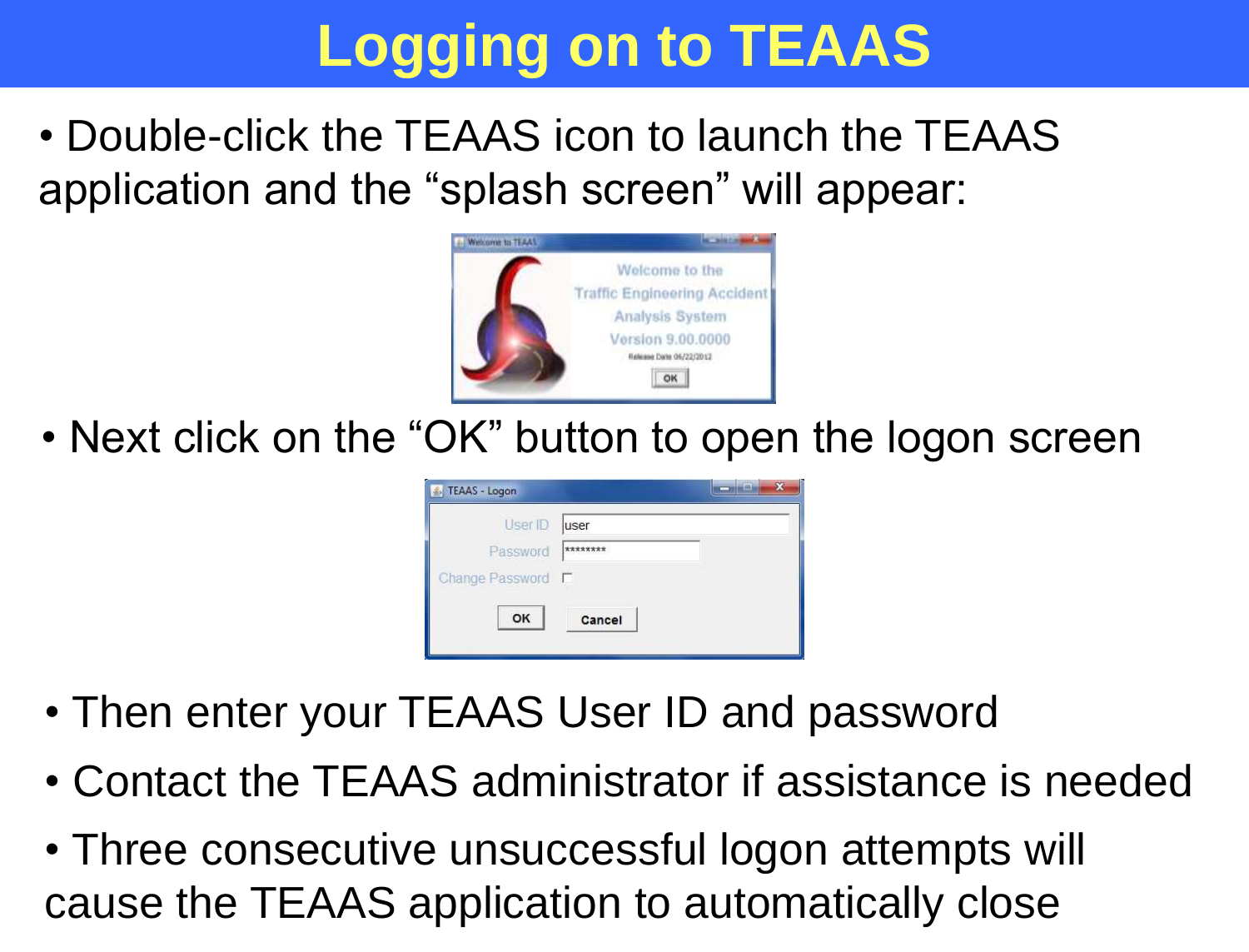# Logging on to TEAAS

- Double-click the TEAAS icon to launch the TEAAS application and the “splash screen” will appear:

- Next click on the “OK” button to open the logon screen

- Then enter your TEAAS User ID and password
- Contact the TEAAS administrator if assistance is needed
- Three consecutive unsuccessful logon attempts will cause the TEAAS application to automatically close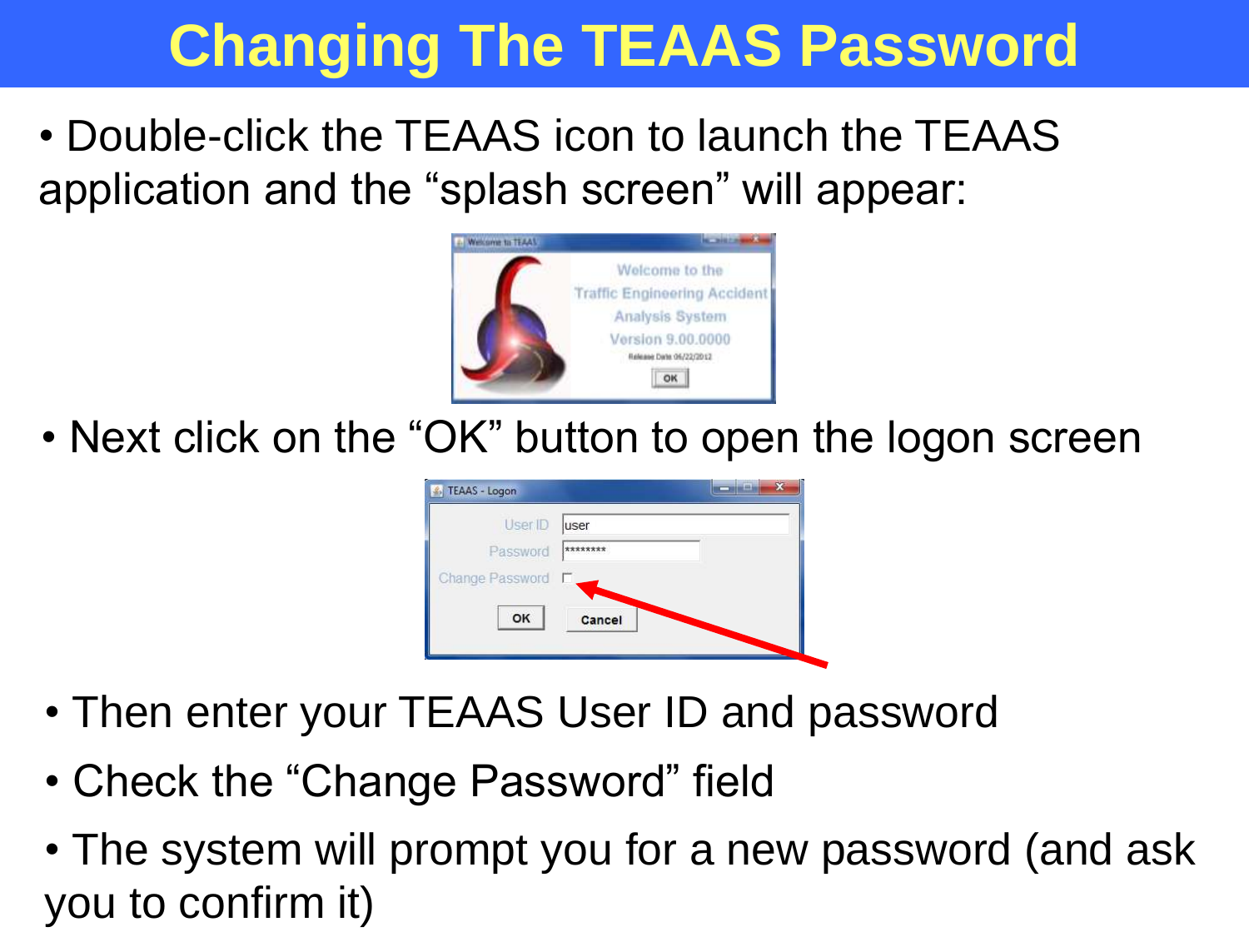# Changing The TEAAS Password

- Double-click the TEAAS icon to launch the TEAAS application and the “splash screen” will appear:

- Next click on the “OK” button to open the logon screen

- Then enter your TEAAS User ID and password
- Check the “Change Password” field
- The system will prompt you for a new password (and ask you to confirm it)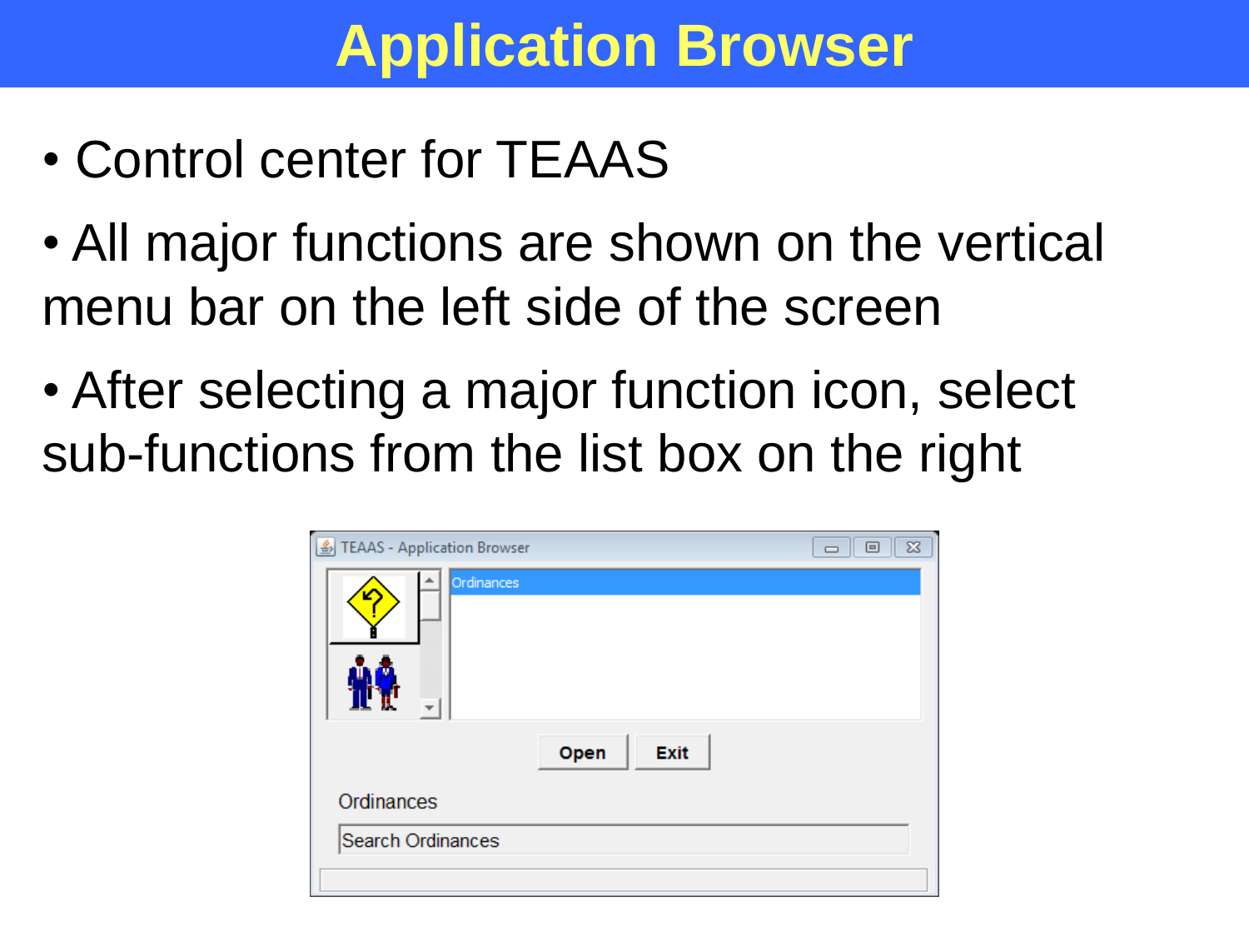# Application Browser

- Control center for TEAAS
- All major functions are shown on the vertical menu bar on the left side of the screen
- After selecting a major function icon, select sub-functions from the list box on the right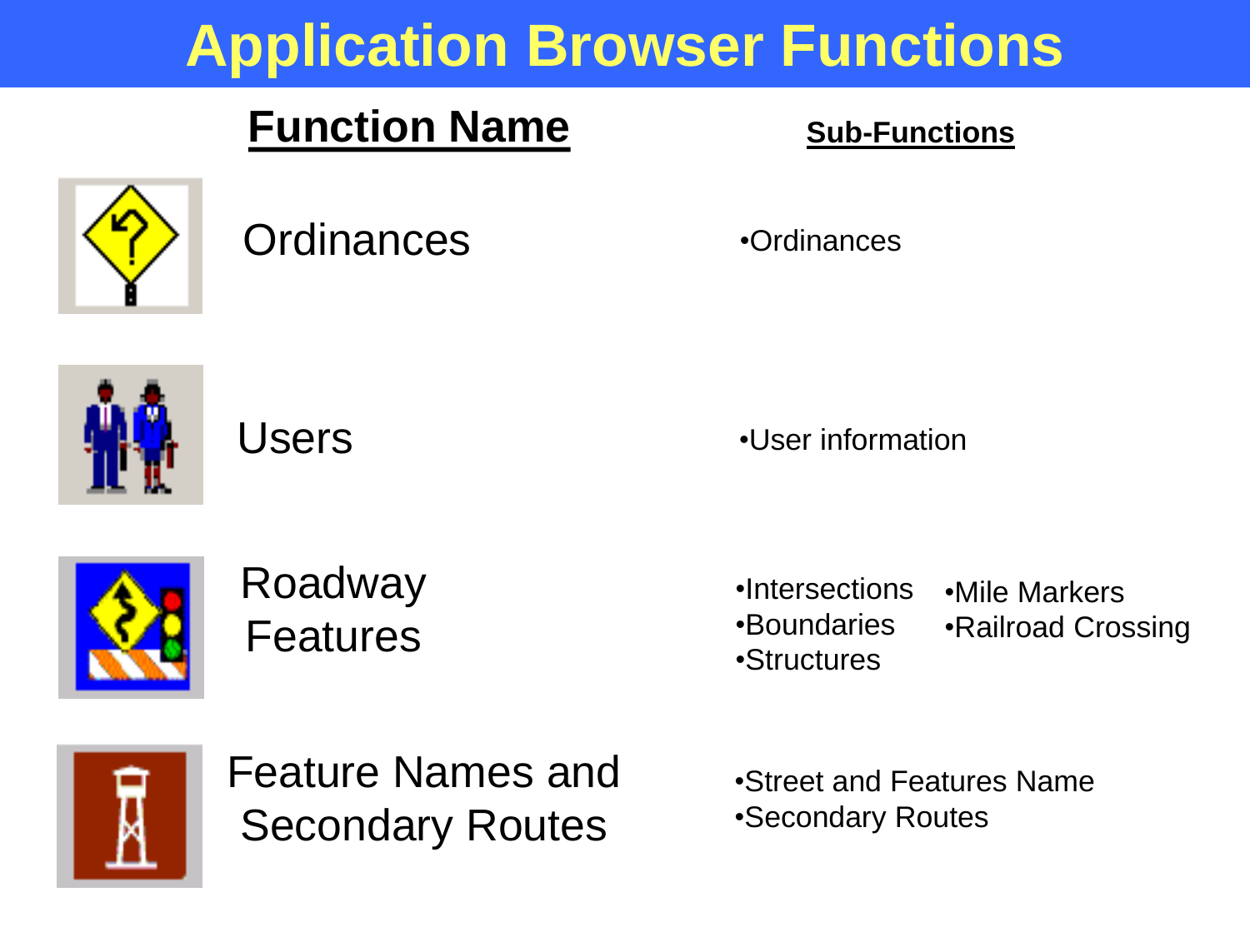# Application Browser Functions

| Function Name | Sub-Functions |
| --- | --- |
| Ordinances | •Ordinances |
| Users | •User information |
| Roadway Features | •Intersections •Boundaries •Structures •Mile Markers •Railroad Crossing |
| Feature Names and Secondary Routes | •Street and Features Name •Secondary Routes |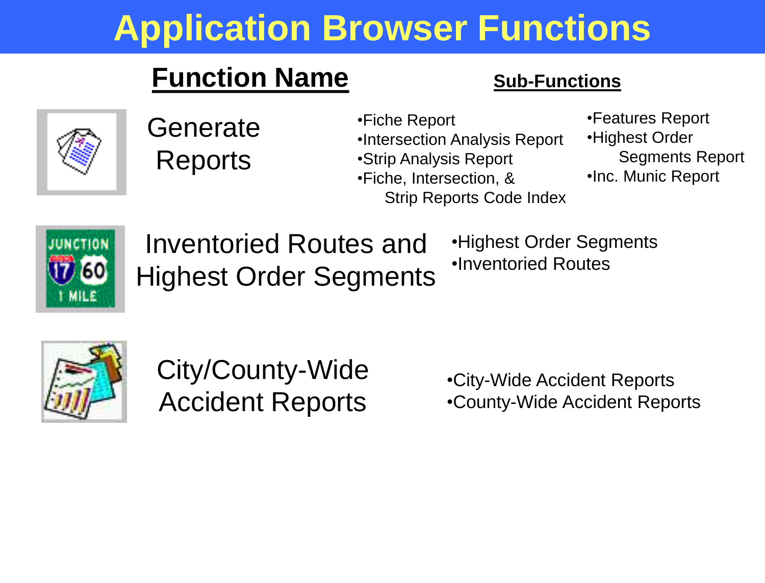# Application Browser Functions

| Function Name | Sub-Functions |
| --- | --- |
| Generate Reports | •Fiche Report<br>•Intersection Analysis Report<br>•Strip Analysis Report<br>•Fiche, Intersection, & Strip Reports Code Index<br>•Features Report<br>•Highest Order Segments Report<br>•Inc. Munic Report |
| Inventoried Routes and Highest Order Segments | •Highest Order Segments<br>•Inventoried Routes |
| City/County-Wide Accident Reports | •City-Wide Accident Reports<br>•County-Wide Accident Reports |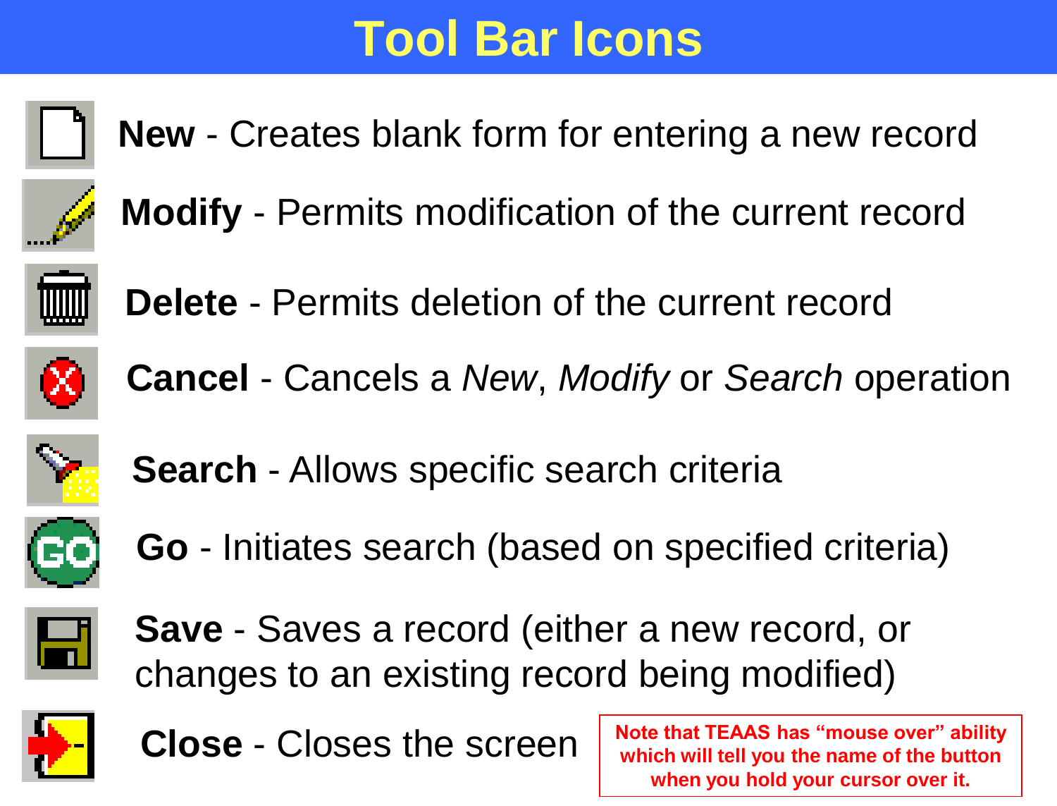# Tool Bar Icons

- **New** - Creates blank form for entering a new record
- **Modify** - Permits modification of the current record
- **Delete** - Permits deletion of the current record
- **Cancel** - Cancels a *New*, *Modify* or *Search* operation
- **Search** - Allows specific search criteria
- **Go** - Initiates search (based on specified criteria)
- **Save** - Saves a record (either a new record, or changes to an existing record being modified)
- **Close** - Closes the screen

**Note that TEAAS has "mouse over" ability which will tell you the name of the button when you hold your cursor over it.**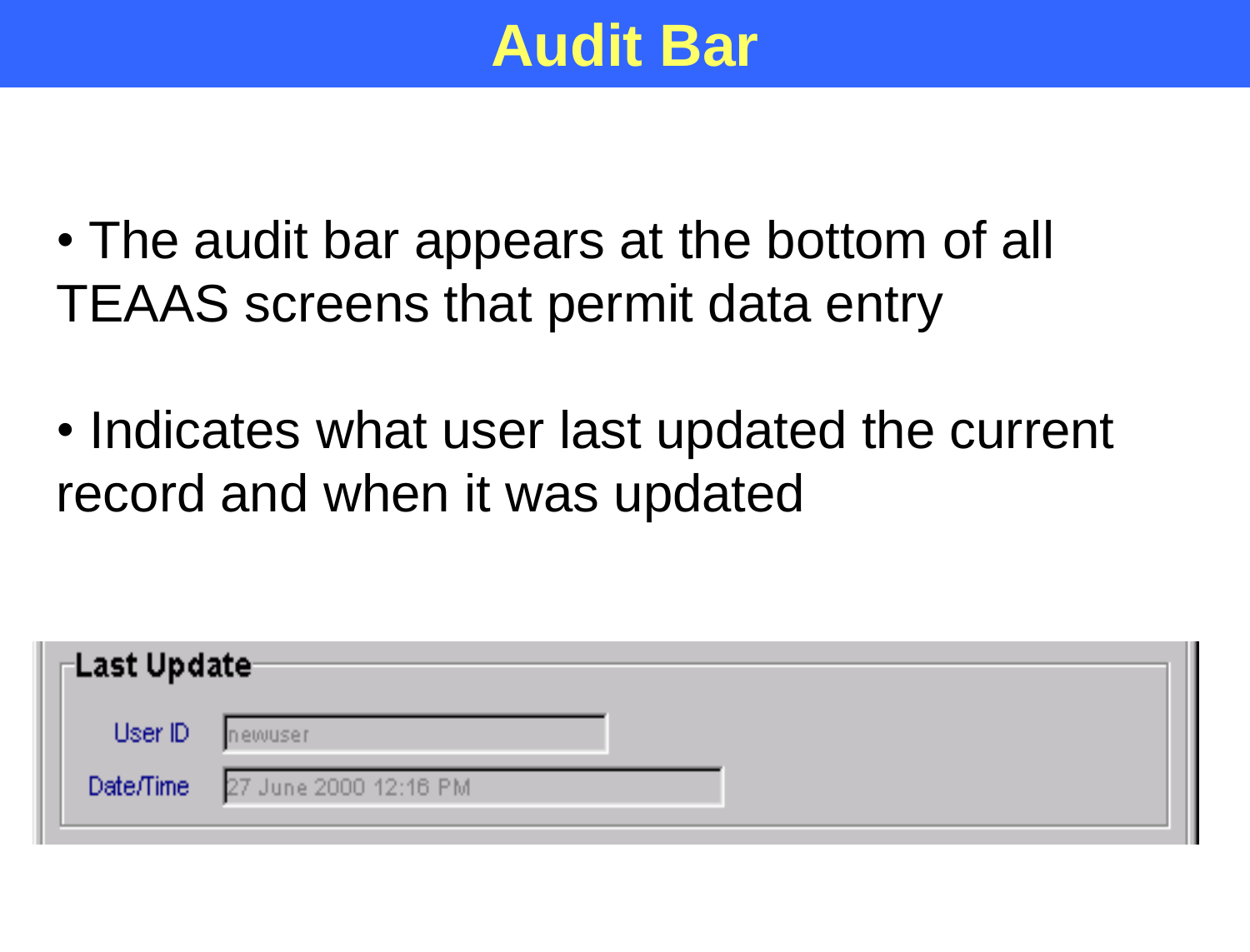# Audit Bar

- The audit bar appears at the bottom of all TEAAS screens that permit data entry
- Indicates what user last updated the current record and when it was updated

**Last Update**

User ID: newuser

Date/Time: 27 June 2000 12:16 PM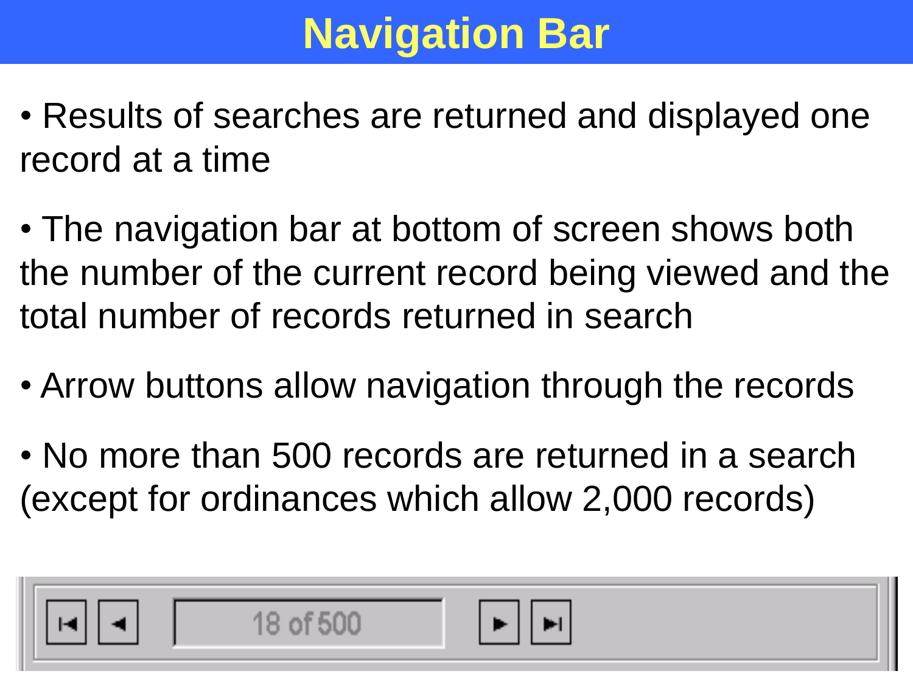# Navigation Bar

- Results of searches are returned and displayed one record at a time
- The navigation bar at bottom of screen shows both the number of the current record being viewed and the total number of records returned in search
- Arrow buttons allow navigation through the records
- No more than 500 records are returned in a search (except for ordinances which allow 2,000 records)

18 of 500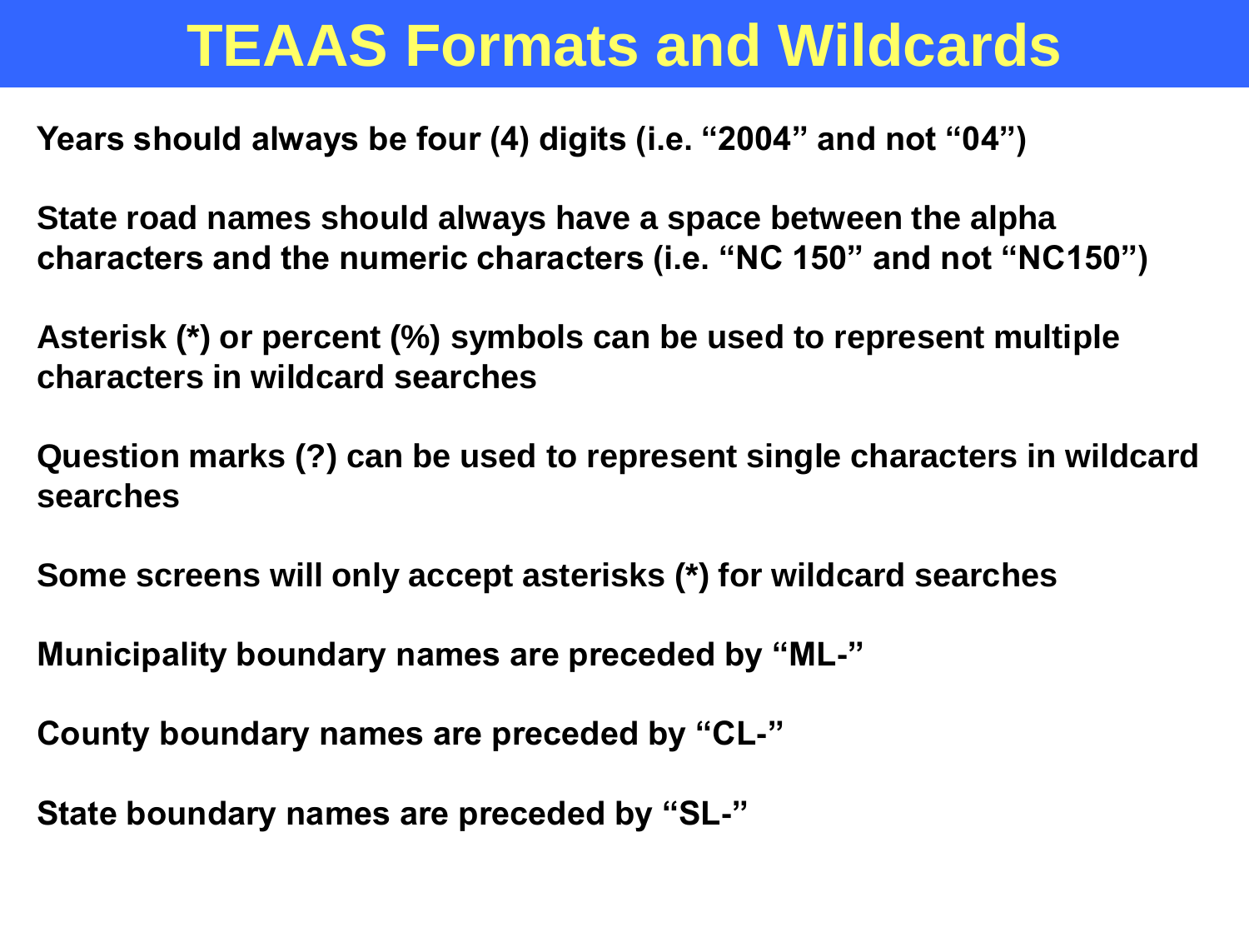# TEAAS Formats and Wildcards

**Years should always be four (4) digits (i.e. “2004” and not “04”)**

**State road names should always have a space between the alpha characters and the numeric characters (i.e. “NC 150” and not “NC150”)**

**Asterisk (*) or percent (%) symbols can be used to represent multiple characters in wildcard searches**

**Question marks (?) can be used to represent single characters in wildcard searches**

**Some screens will only accept asterisks (*) for wildcard searches**

**Municipality boundary names are preceded by “ML-”**

**County boundary names are preceded by “CL-”**

**State boundary names are preceded by “SL-”**